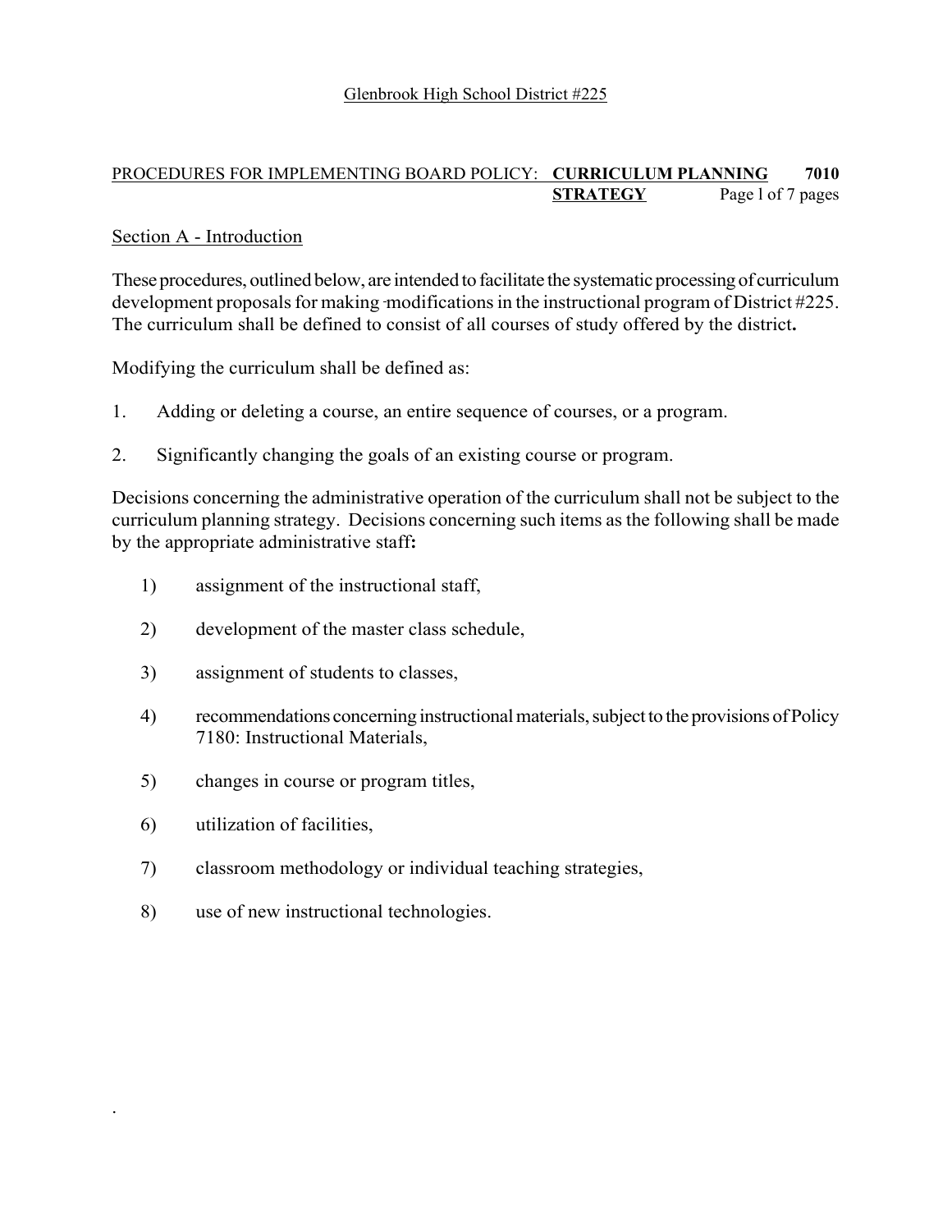Glenbrook High School District #225

PROCEDURES FOR IMPLEMENTING BOARD POLICY: **CURRICULUM PLANNING STRATEGY** **7010**

## Section A - Introduction

These procedures, outlined below, are intended to facilitate the systematic processing of curriculum development proposals for making modifications in the instructional program of District #225. The curriculum shall be defined to consist of all courses of study offered by the district**.**

Modifying the curriculum shall be defined as:

1. Adding or deleting a course, an entire sequence of courses, or a program.

2. Significantly changing the goals of an existing course or program.

Decisions concerning the administrative operation of the curriculum shall not be subject to the curriculum planning strategy. Decisions concerning such items as the following shall be made by the appropriate administrative staff**:**

1) assignment of the instructional staff,

2) development of the master class schedule,

3) assignment of students to classes,

4) recommendations concerning instructional materials, subject to the provisions of Policy 7180: Instructional Materials,

5) changes in course or program titles,

6) utilization of facilities,

7) classroom methodology or individual teaching strategies,

8) use of new instructional technologies.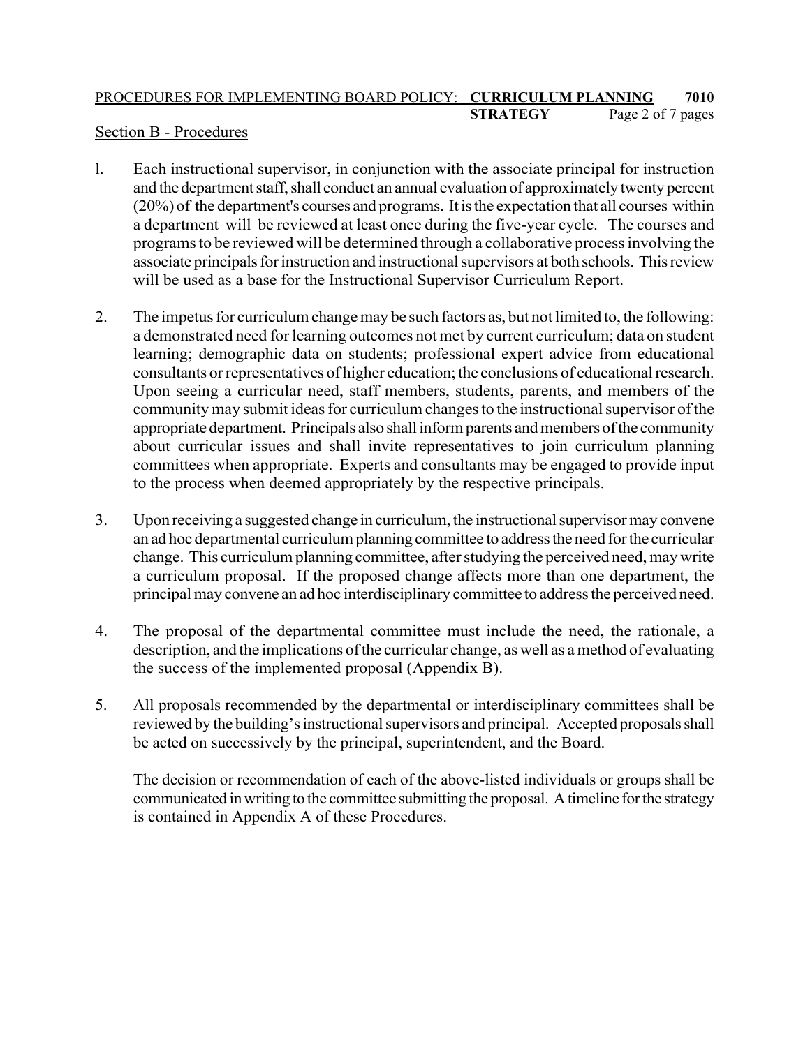## Section B - Procedures

1. Each instructional supervisor, in conjunction with the associate principal for instruction and the department staff, shall conduct an annual evaluation of approximately twenty percent (20%) of the department's courses and programs. It is the expectation that all courses within a department will be reviewed at least once during the five-year cycle. The courses and programs to be reviewed will be determined through a collaborative process involving the associate principals for instruction and instructional supervisors at both schools. This review will be used as a base for the Instructional Supervisor Curriculum Report.

2. The impetus for curriculum change may be such factors as, but not limited to, the following: a demonstrated need for learning outcomes not met by current curriculum; data on student learning; demographic data on students; professional expert advice from educational consultants or representatives of higher education; the conclusions of educational research. Upon seeing a curricular need, staff members, students, parents, and members of the community may submit ideas for curriculum changes to the instructional supervisor of the appropriate department. Principals also shall inform parents and members of the community about curricular issues and shall invite representatives to join curriculum planning committees when appropriate. Experts and consultants may be engaged to provide input to the process when deemed appropriately by the respective principals.

3. Upon receiving a suggested change in curriculum, the instructional supervisor may convene an ad hoc departmental curriculum planning committee to address the need for the curricular change. This curriculum planning committee, after studying the perceived need, may write a curriculum proposal. If the proposed change affects more than one department, the principal may convene an ad hoc interdisciplinary committee to address the perceived need.

4. The proposal of the departmental committee must include the need, the rationale, a description, and the implications of the curricular change, as well as a method of evaluating the success of the implemented proposal (Appendix B).

5. All proposals recommended by the departmental or interdisciplinary committees shall be reviewed by the building's instructional supervisors and principal. Accepted proposals shall be acted on successively by the principal, superintendent, and the Board.

   The decision or recommendation of each of the above-listed individuals or groups shall be communicated in writing to the committee submitting the proposal. A timeline for the strategy is contained in Appendix A of these Procedures.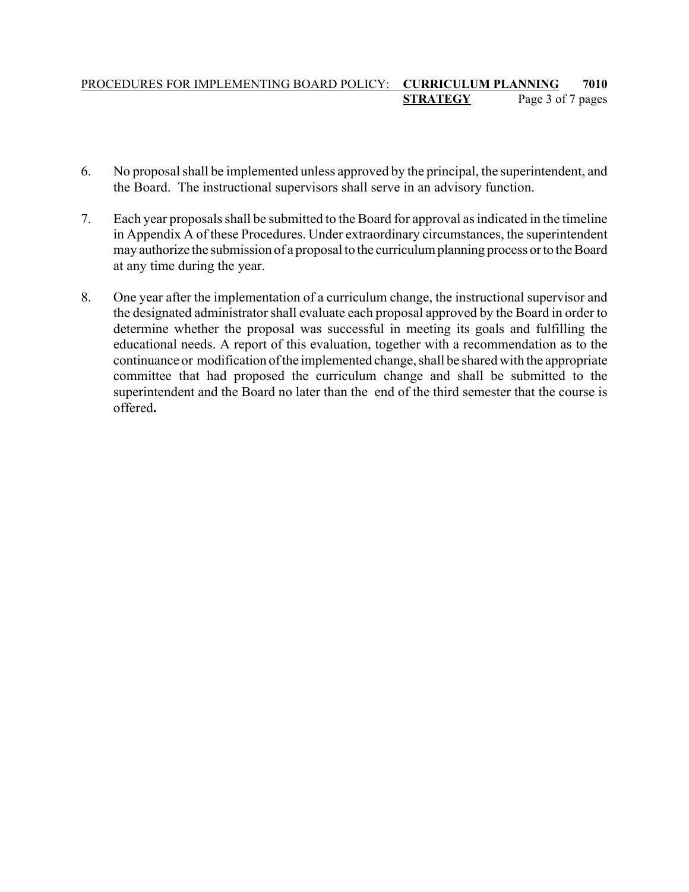6. No proposal shall be implemented unless approved by the principal, the superintendent, and the Board. The instructional supervisors shall serve in an advisory function.

7. Each year proposals shall be submitted to the Board for approval as indicated in the timeline in Appendix A of these Procedures. Under extraordinary circumstances, the superintendent may authorize the submission of a proposal to the curriculum planning process or to the Board at any time during the year.

8. One year after the implementation of a curriculum change, the instructional supervisor and the designated administrator shall evaluate each proposal approved by the Board in order to determine whether the proposal was successful in meeting its goals and fulfilling the educational needs. A report of this evaluation, together with a recommendation as to the continuance or modification of the implemented change, shall be shared with the appropriate committee that had proposed the curriculum change and shall be submitted to the superintendent and the Board no later than the end of the third semester that the course is offered.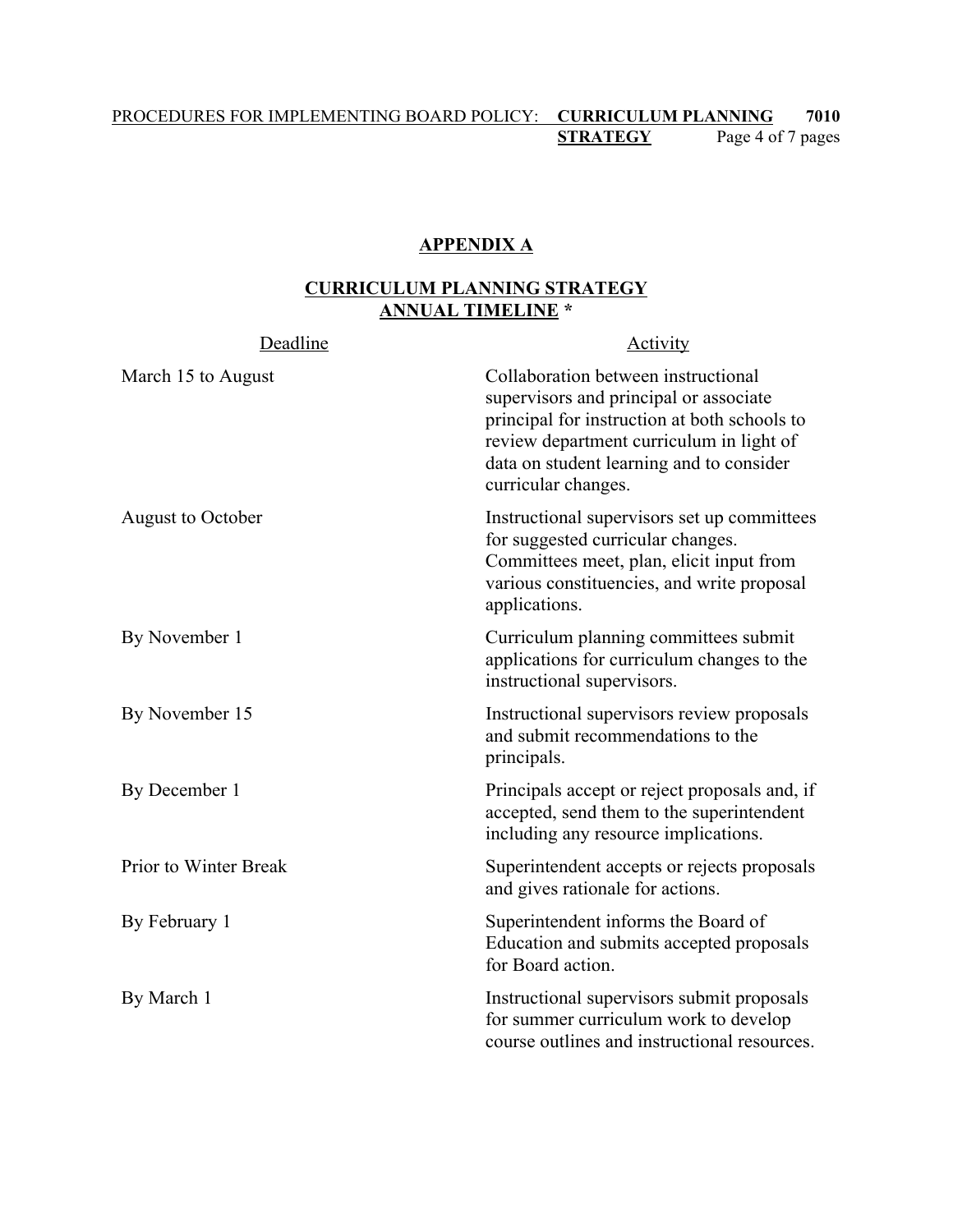## APPENDIX A

## CURRICULUM PLANNING STRATEGY ANNUAL TIMELINE *

| Deadline | Activity |
|---|---|
| March 15 to August | Collaboration between instructional supervisors and principal or associate principal for instruction at both schools to review department curriculum in light of data on student learning and to consider curricular changes. |
| August to October | Instructional supervisors set up committees for suggested curricular changes. Committees meet, plan, elicit input from various constituencies, and write proposal applications. |
| By November 1 | Curriculum planning committees submit applications for curriculum changes to the instructional supervisors. |
| By November 15 | Instructional supervisors review proposals and submit recommendations to the principals. |
| By December 1 | Principals accept or reject proposals and, if accepted, send them to the superintendent including any resource implications. |
| Prior to Winter Break | Superintendent accepts or rejects proposals and gives rationale for actions. |
| By February 1 | Superintendent informs the Board of Education and submits accepted proposals for Board action. |
| By March 1 | Instructional supervisors submit proposals for summer curriculum work to develop course outlines and instructional resources. |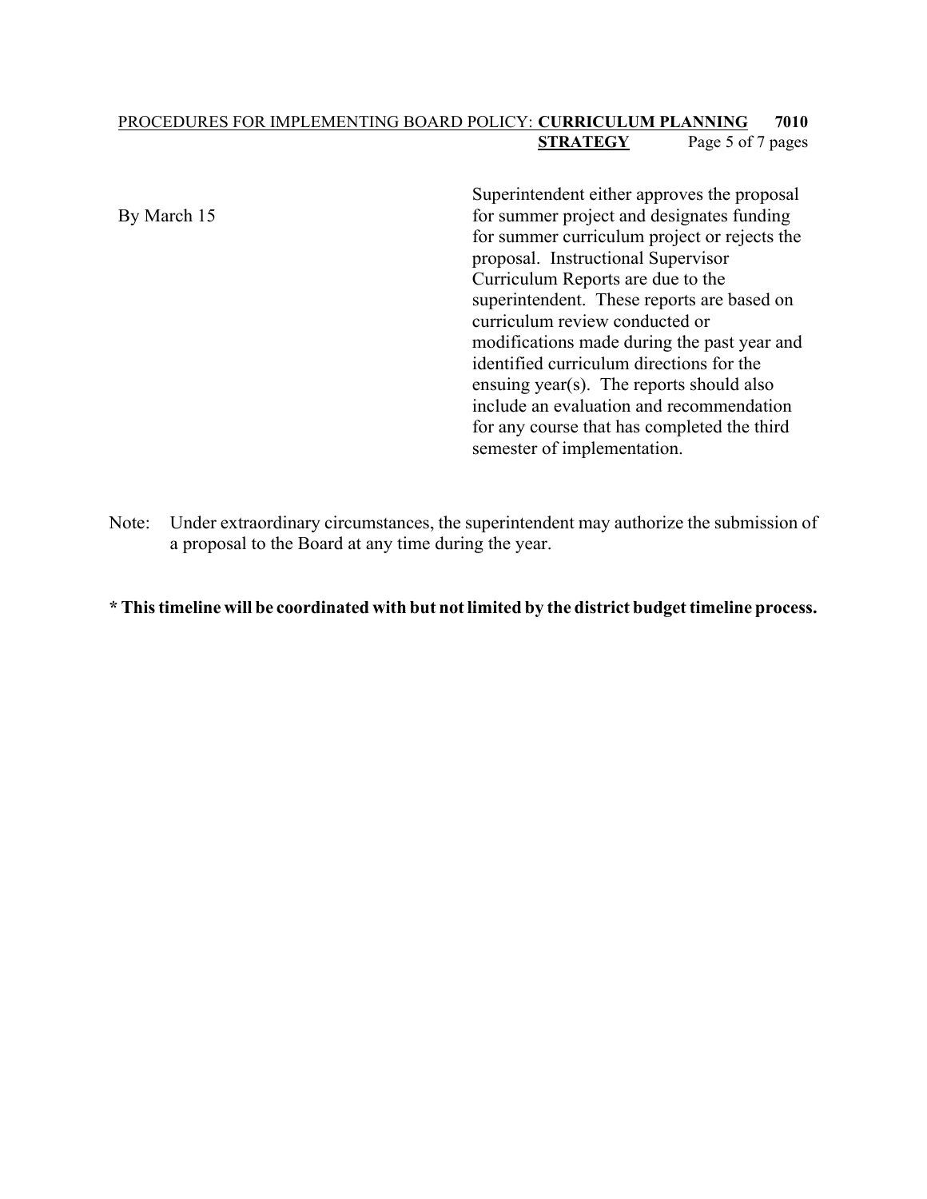| | |
|---|---|
| By March 15 | Superintendent either approves the proposal for summer project and designates funding for summer curriculum project or rejects the proposal. Instructional Supervisor Curriculum Reports are due to the superintendent. These reports are based on curriculum review conducted or modifications made during the past year and identified curriculum directions for the ensuing year(s). The reports should also include an evaluation and recommendation for any course that has completed the third semester of implementation. |

Note: Under extraordinary circumstances, the superintendent may authorize the submission of a proposal to the Board at any time during the year.

**\* This timeline will be coordinated with but not limited by the district budget timeline process.**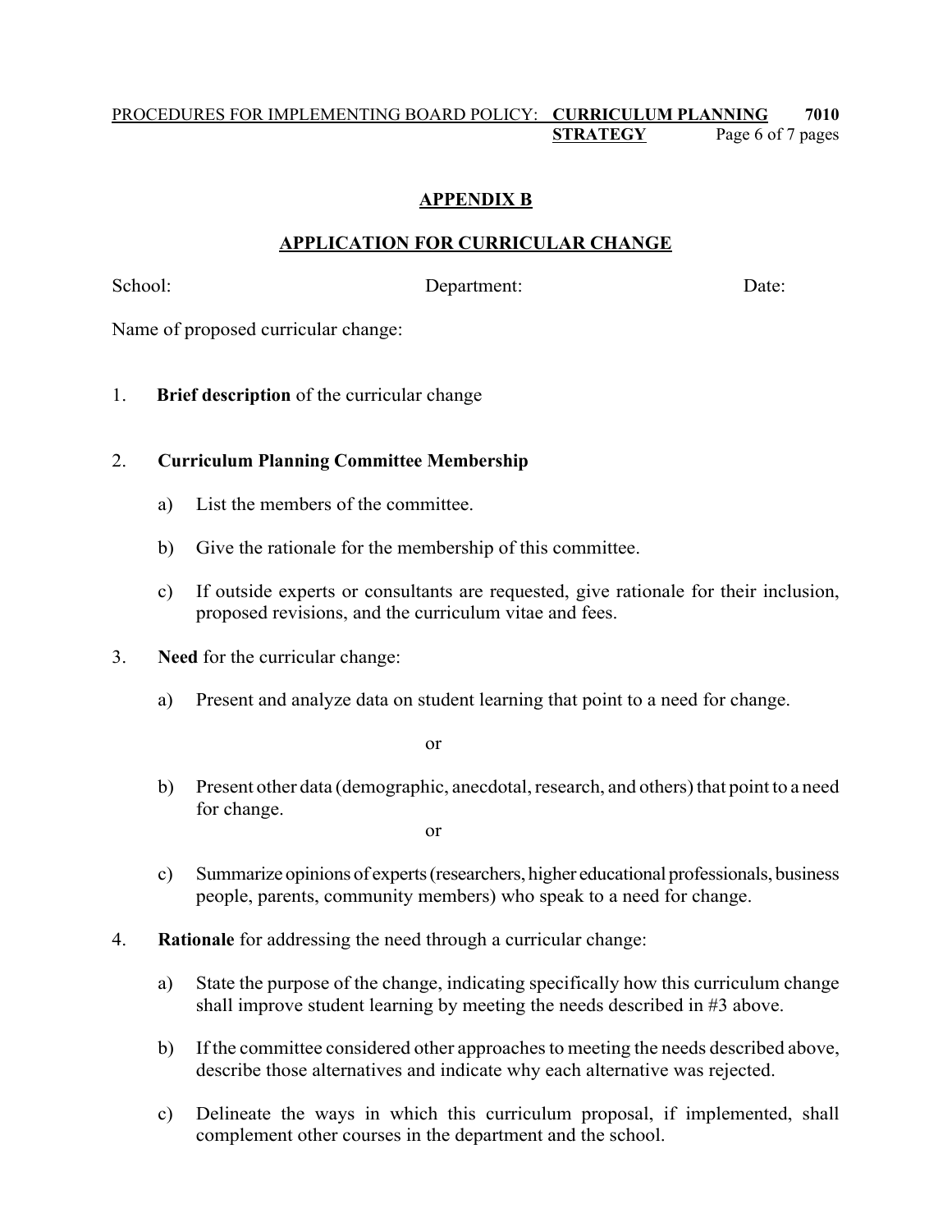## APPENDIX B

## APPLICATION FOR CURRICULAR CHANGE

School: Department: Date:

Name of proposed curricular change:

1. **Brief description** of the curricular change

2. **Curriculum Planning Committee Membership**

   a) List the members of the committee.

   b) Give the rationale for the membership of this committee.

   c) If outside experts or consultants are requested, give rationale for their inclusion, proposed revisions, and the curriculum vitae and fees.

3. **Need** for the curricular change:

   a) Present and analyze data on student learning that point to a need for change.

   or

   b) Present other data (demographic, anecdotal, research, and others) that point to a need for change.

   or

   c) Summarize opinions of experts (researchers, higher educational professionals, business people, parents, community members) who speak to a need for change.

4. **Rationale** for addressing the need through a curricular change:

   a) State the purpose of the change, indicating specifically how this curriculum change shall improve student learning by meeting the needs described in #3 above.

   b) If the committee considered other approaches to meeting the needs described above, describe those alternatives and indicate why each alternative was rejected.

   c) Delineate the ways in which this curriculum proposal, if implemented, shall complement other courses in the department and the school.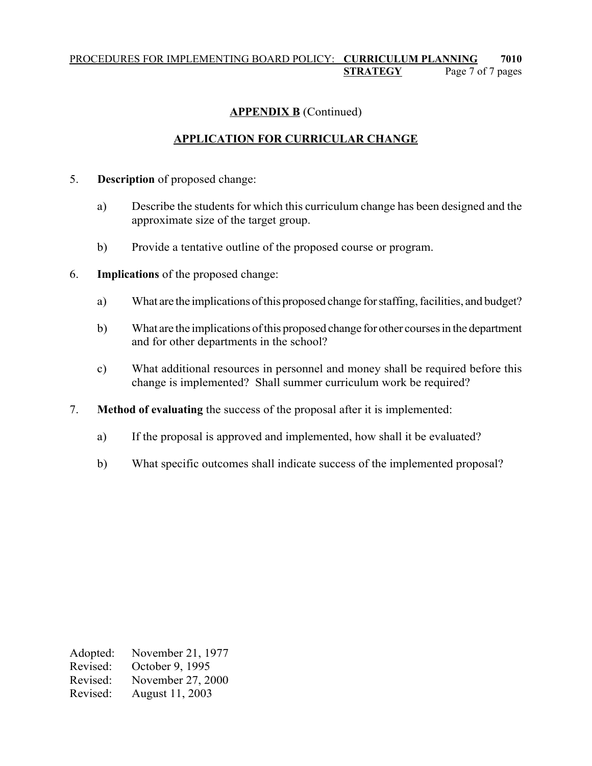## APPENDIX B (Continued)

## APPLICATION FOR CURRICULAR CHANGE

5. **Description** of proposed change:

   a) Describe the students for which this curriculum change has been designed and the approximate size of the target group.

   b) Provide a tentative outline of the proposed course or program.

6. **Implications** of the proposed change:

   a) What are the implications of this proposed change for staffing, facilities, and budget?

   b) What are the implications of this proposed change for other courses in the department and for other departments in the school?

   c) What additional resources in personnel and money shall be required before this change is implemented? Shall summer curriculum work be required?

7. **Method of evaluating** the success of the proposal after it is implemented:

   a) If the proposal is approved and implemented, how shall it be evaluated?

   b) What specific outcomes shall indicate success of the implemented proposal?

Adopted: November 21, 1977
Revised: October 9, 1995
Revised: November 27, 2000
Revised: August 11, 2003